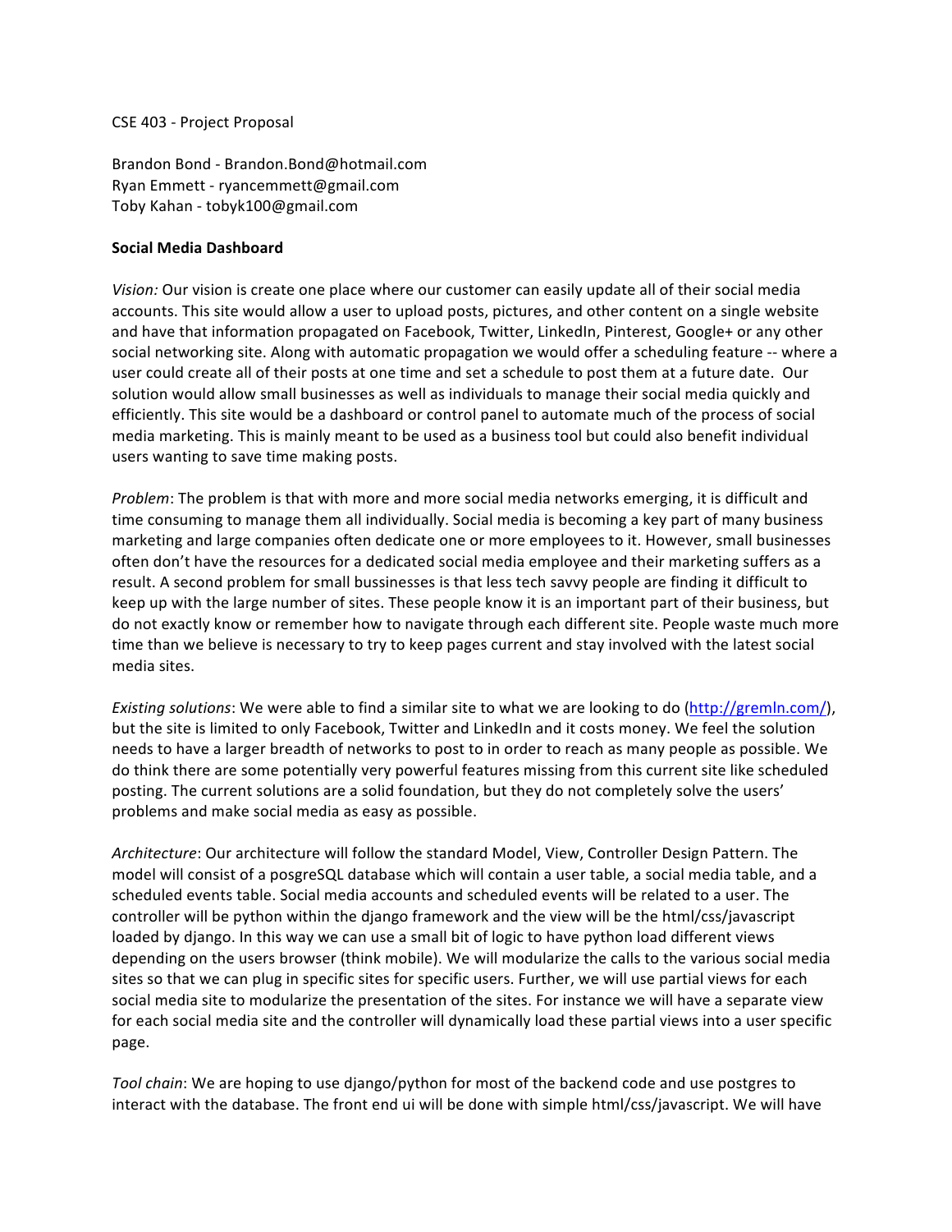CSE 403 - Project Proposal

Brandon Bond - Brandon.Bond@hotmail.com
Ryan Emmett - ryancemmett@gmail.com
Toby Kahan - tobyk100@gmail.com

**Social Media Dashboard**

*Vision:* Our vision is create one place where our customer can easily update all of their social media accounts. This site would allow a user to upload posts, pictures, and other content on a single website and have that information propagated on Facebook, Twitter, LinkedIn, Pinterest, Google+ or any other social networking site. Along with automatic propagation we would offer a scheduling feature -- where a user could create all of their posts at one time and set a schedule to post them at a future date. Our solution would allow small businesses as well as individuals to manage their social media quickly and efficiently. This site would be a dashboard or control panel to automate much of the process of social media marketing. This is mainly meant to be used as a business tool but could also benefit individual users wanting to save time making posts.

*Problem*: The problem is that with more and more social media networks emerging, it is difficult and time consuming to manage them all individually. Social media is becoming a key part of many business marketing and large companies often dedicate one or more employees to it. However, small businesses often don't have the resources for a dedicated social media employee and their marketing suffers as a result. A second problem for small bussinesses is that less tech savvy people are finding it difficult to keep up with the large number of sites. These people know it is an important part of their business, but do not exactly know or remember how to navigate through each different site. People waste much more time than we believe is necessary to try to keep pages current and stay involved with the latest social media sites.

*Existing solutions*: We were able to find a similar site to what we are looking to do (http://gremln.com/), but the site is limited to only Facebook, Twitter and LinkedIn and it costs money. We feel the solution needs to have a larger breadth of networks to post to in order to reach as many people as possible. We do think there are some potentially very powerful features missing from this current site like scheduled posting. The current solutions are a solid foundation, but they do not completely solve the users' problems and make social media as easy as possible.

*Architecture*: Our architecture will follow the standard Model, View, Controller Design Pattern. The model will consist of a posgreSQL database which will contain a user table, a social media table, and a scheduled events table. Social media accounts and scheduled events will be related to a user. The controller will be python within the django framework and the view will be the html/css/javascript loaded by django. In this way we can use a small bit of logic to have python load different views depending on the users browser (think mobile). We will modularize the calls to the various social media sites so that we can plug in specific sites for specific users. Further, we will use partial views for each social media site to modularize the presentation of the sites. For instance we will have a separate view for each social media site and the controller will dynamically load these partial views into a user specific page.

*Tool chain*: We are hoping to use django/python for most of the backend code and use postgres to interact with the database. The front end ui will be done with simple html/css/javascript. We will have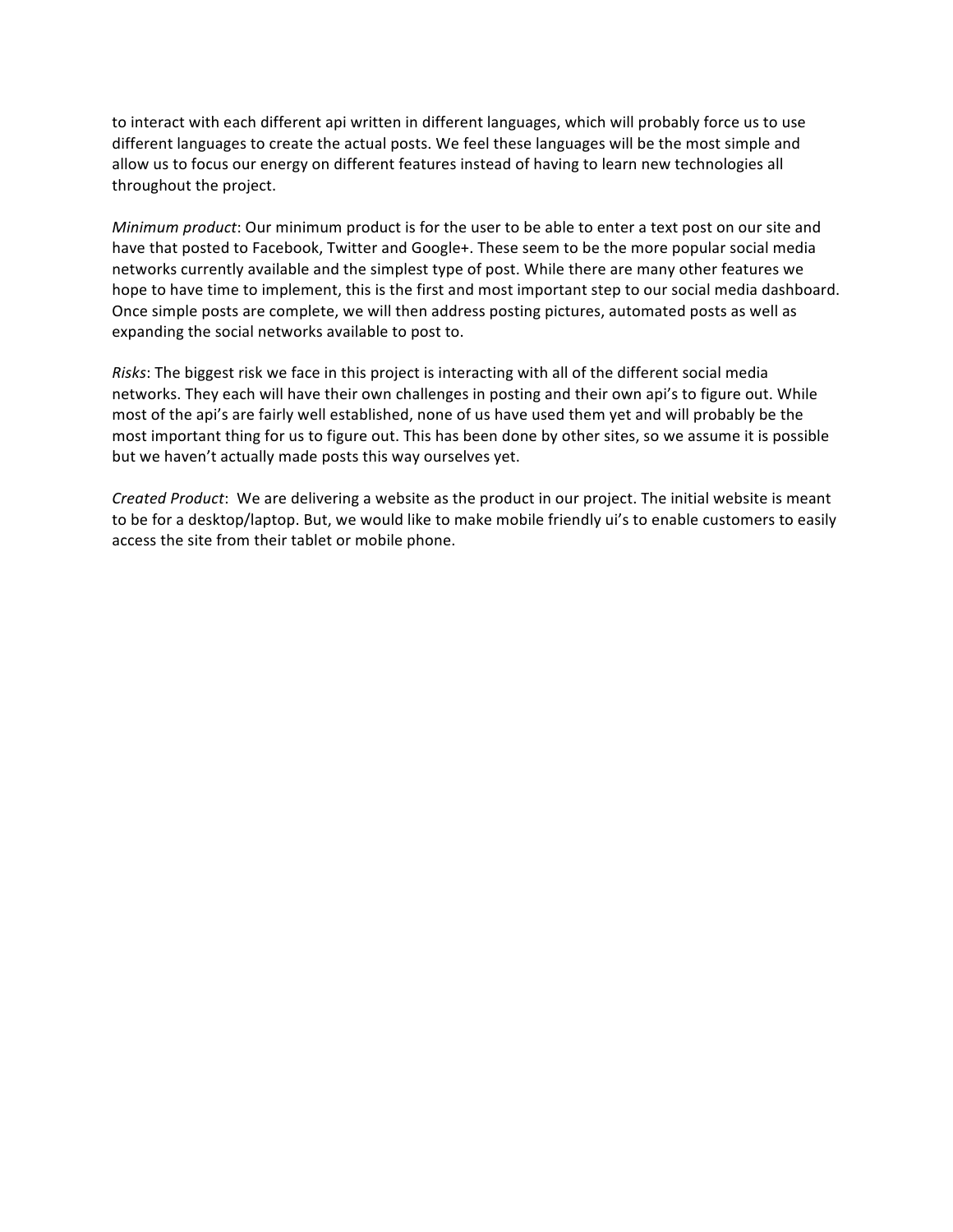to interact with each different api written in different languages, which will probably force us to use different languages to create the actual posts. We feel these languages will be the most simple and allow us to focus our energy on different features instead of having to learn new technologies all throughout the project.

*Minimum product*: Our minimum product is for the user to be able to enter a text post on our site and have that posted to Facebook, Twitter and Google+. These seem to be the more popular social media networks currently available and the simplest type of post. While there are many other features we hope to have time to implement, this is the first and most important step to our social media dashboard. Once simple posts are complete, we will then address posting pictures, automated posts as well as expanding the social networks available to post to.

*Risks*: The biggest risk we face in this project is interacting with all of the different social media networks. They each will have their own challenges in posting and their own api's to figure out. While most of the api's are fairly well established, none of us have used them yet and will probably be the most important thing for us to figure out. This has been done by other sites, so we assume it is possible but we haven't actually made posts this way ourselves yet.

*Created Product*: We are delivering a website as the product in our project. The initial website is meant to be for a desktop/laptop. But, we would like to make mobile friendly ui's to enable customers to easily access the site from their tablet or mobile phone.